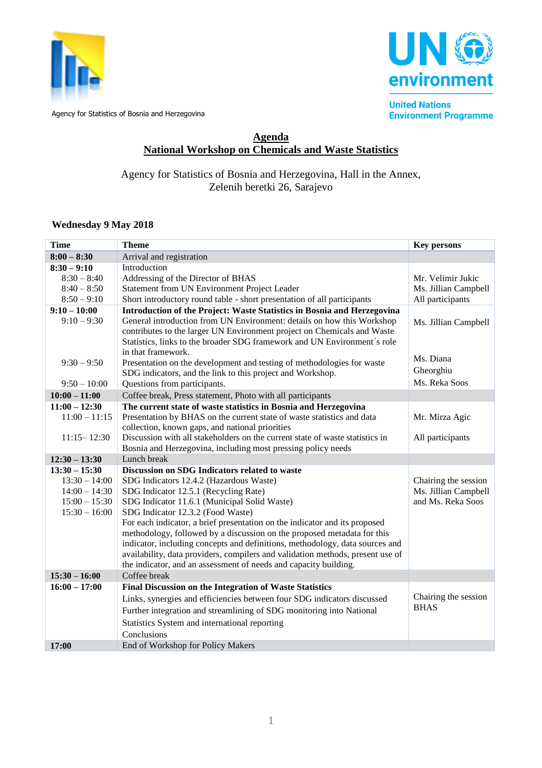Agency for Statistics of Bosnia and Herzegovina

UN environment
United Nations Environment Programme

# Agenda
## National Workshop on Chemicals and Waste Statistics

Agency for Statistics of Bosnia and Herzegovina, Hall in the Annex,
Zelenih beretki 26, Sarajevo

**Wednesday 9 May 2018**

| Time | Theme | Key persons |
|---|---|---|
| **8:00 – 8:30** | Arrival and registration | |
| **8:30 – 9:10** | Introduction | |
| 8:30 – 8:40 | Addressing of the Director of BHAS | Mr. Velimir Jukic |
| 8:40 – 8:50 | Statement from UN Environment Project Leader | Ms. Jillian Campbell |
| 8:50 – 9:10 | Short introductory round table - short presentation of all participants | All participants |
| **9:10 – 10:00** | **Introduction of the Project: Waste Statistics in Bosnia and Herzegovina** | |
| 9:10 – 9:30 | General introduction from UN Environment: details on how this Workshop contributes to the larger UN Environment project on Chemicals and Waste Statistics, links to the broader SDG framework and UN Environment´s role in that framework. | Ms. Jillian Campbell |
| 9:30 – 9:50 | Presentation on the development and testing of methodologies for waste SDG indicators, and the link to this project and Workshop. | Ms. Diana Gheorghiu |
| 9:50 – 10:00 | Questions from participants. | Ms. Reka Soos |
| **10:00 – 11:00** | Coffee break, Press statement, Photo with all participants | |
| **11:00 – 12:30** | **The current state of waste statistics in Bosnia and Herzegovina** | |
| 11:00 – 11:15 | Presentation by BHAS on the current state of waste statistics and data collection, known gaps, and national priorities | Mr. Mirza Agic |
| 11:15– 12:30 | Discussion with all stakeholders on the current state of waste statistics in Bosnia and Herzegovina, including most pressing policy needs | All participants |
| **12:30 – 13:30** | Lunch break | |
| **13:30 – 15:30** | **Discussion on SDG Indicators related to waste** | |
| 13:30 – 14:00 | SDG Indicators 12.4.2 (Hazardous Waste) | Chairing the session Ms. Jillian Campbell and Ms. Reka Soos |
| 14:00 – 14:30 | SDG Indicator 12.5.1 (Recycling Rate) | |
| 15:00 – 15:30 | SDG Indicator 11.6.1 (Municipal Solid Waste) | |
| 15:30 – 16:00 | SDG Indicator 12.3.2 (Food Waste) | |
| | For each indicator, a brief presentation on the indicator and its proposed methodology, followed by a discussion on the proposed metadata for this indicator, including concepts and definitions, methodology, data sources and availability, data providers, compilers and validation methods, present use of the indicator, and an assessment of needs and capacity building. | |
| **15:30 – 16:00** | Coffee break | |
| **16:00 – 17:00** | **Final Discussion on the Integration of Waste Statistics** | Chairing the session BHAS |
| | Links, synergies and efficiencies between four SDG indicators discussed | |
| | Further integration and streamlining of SDG monitoring into National Statistics System and international reporting | |
| | Conclusions | |
| **17:00** | End of Workshop for Policy Makers | |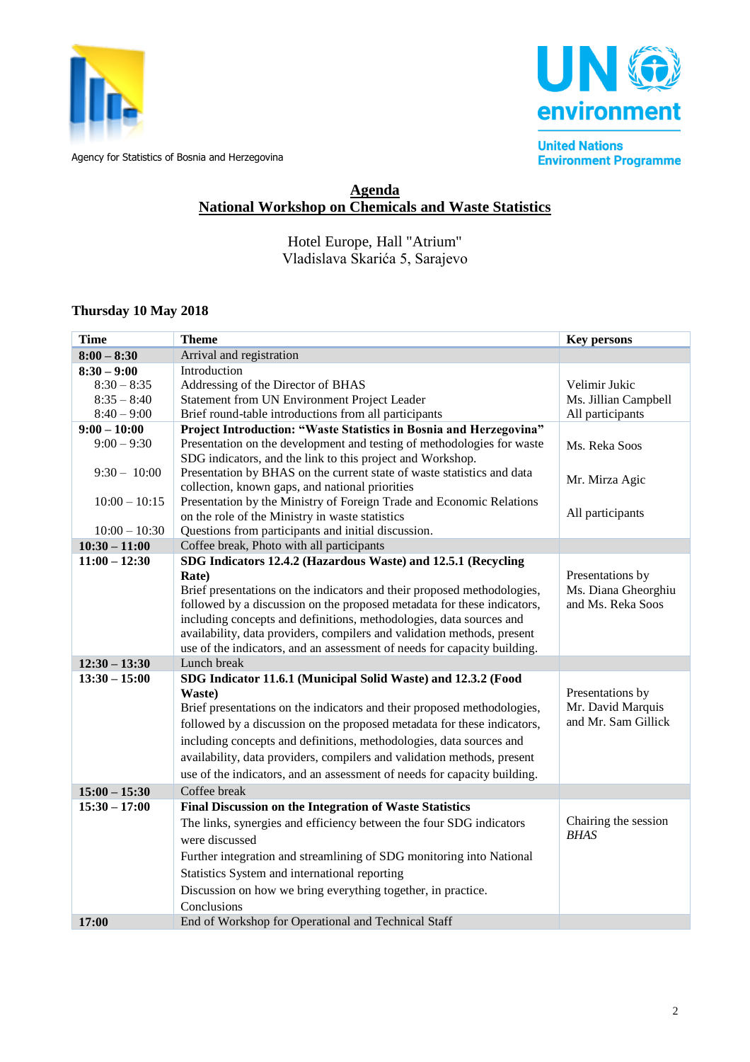Agency for Statistics of Bosnia and Herzegovina

UN environment
United Nations Environment Programme

# Agenda
## National Workshop on Chemicals and Waste Statistics

Hotel Europe, Hall "Atrium"
Vladislava Skarića 5, Sarajevo

**Thursday 10 May 2018**

| Time | Theme | Key persons |
|---|---|---|
| **8:00 – 8:30** | Arrival and registration | |
| **8:30 – 9:00** | Introduction | |
| 8:30 – 8:35 | Addressing of the Director of BHAS | Velimir Jukic |
| 8:35 – 8:40 | Statement from UN Environment Project Leader | Ms. Jillian Campbell |
| 8:40 – 9:00 | Brief round-table introductions from all participants | All participants |
| **9:00 – 10:00** | **Project Introduction: "Waste Statistics in Bosnia and Herzegovina"** | |
| 9:00 – 9:30 | Presentation on the development and testing of methodologies for waste SDG indicators, and the link to this project and Workshop. | Ms. Reka Soos |
| 9:30 – 10:00 | Presentation by BHAS on the current state of waste statistics and data collection, known gaps, and national priorities | Mr. Mirza Agic |
| 10:00 – 10:15 | Presentation by the Ministry of Foreign Trade and Economic Relations on the role of the Ministry in waste statistics | All participants |
| 10:00 – 10:30 | Questions from participants and initial discussion. | |
| **10:30 – 11:00** | Coffee break, Photo with all participants | |
| **11:00 – 12:30** | **SDG Indicators 12.4.2 (Hazardous Waste) and 12.5.1 (Recycling Rate)** Brief presentations on the indicators and their proposed methodologies, followed by a discussion on the proposed metadata for these indicators, including concepts and definitions, methodologies, data sources and availability, data providers, compilers and validation methods, present use of the indicators, and an assessment of needs for capacity building. | Presentations by Ms. Diana Gheorghiu and Ms. Reka Soos |
| **12:30 – 13:30** | Lunch break | |
| **13:30 – 15:00** | **SDG Indicator 11.6.1 (Municipal Solid Waste) and 12.3.2 (Food Waste)** Brief presentations on the indicators and their proposed methodologies, followed by a discussion on the proposed metadata for these indicators, including concepts and definitions, methodologies, data sources and availability, data providers, compilers and validation methods, present use of the indicators, and an assessment of needs for capacity building. | Presentations by Mr. David Marquis and Mr. Sam Gillick |
| **15:00 – 15:30** | Coffee break | |
| **15:30 – 17:00** | **Final Discussion on the Integration of Waste Statistics** The links, synergies and efficiency between the four SDG indicators were discussed Further integration and streamlining of SDG monitoring into National Statistics System and international reporting Discussion on how we bring everything together, in practice. Conclusions | Chairing the session *BHAS* |
| **17:00** | End of Workshop for Operational and Technical Staff | |